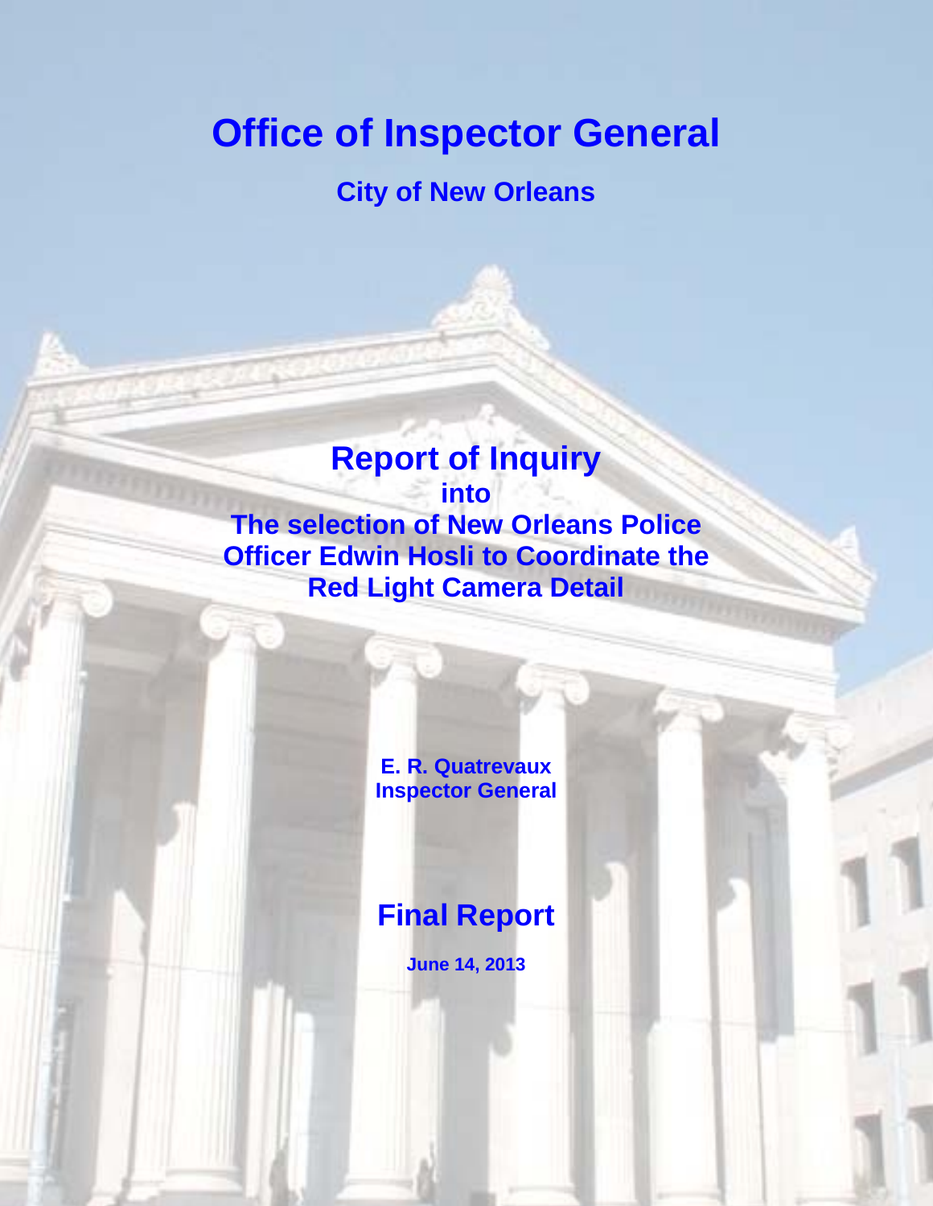# Office of Inspector General

## City of New Orleans

# Report of Inquiry

## into

## The selection of New Orleans Police Officer Edwin Hosli to Coordinate the Red Light Camera Detail

**E. R. Quatrevaux**
**Inspector General**

# Final Report

**June 14, 2013**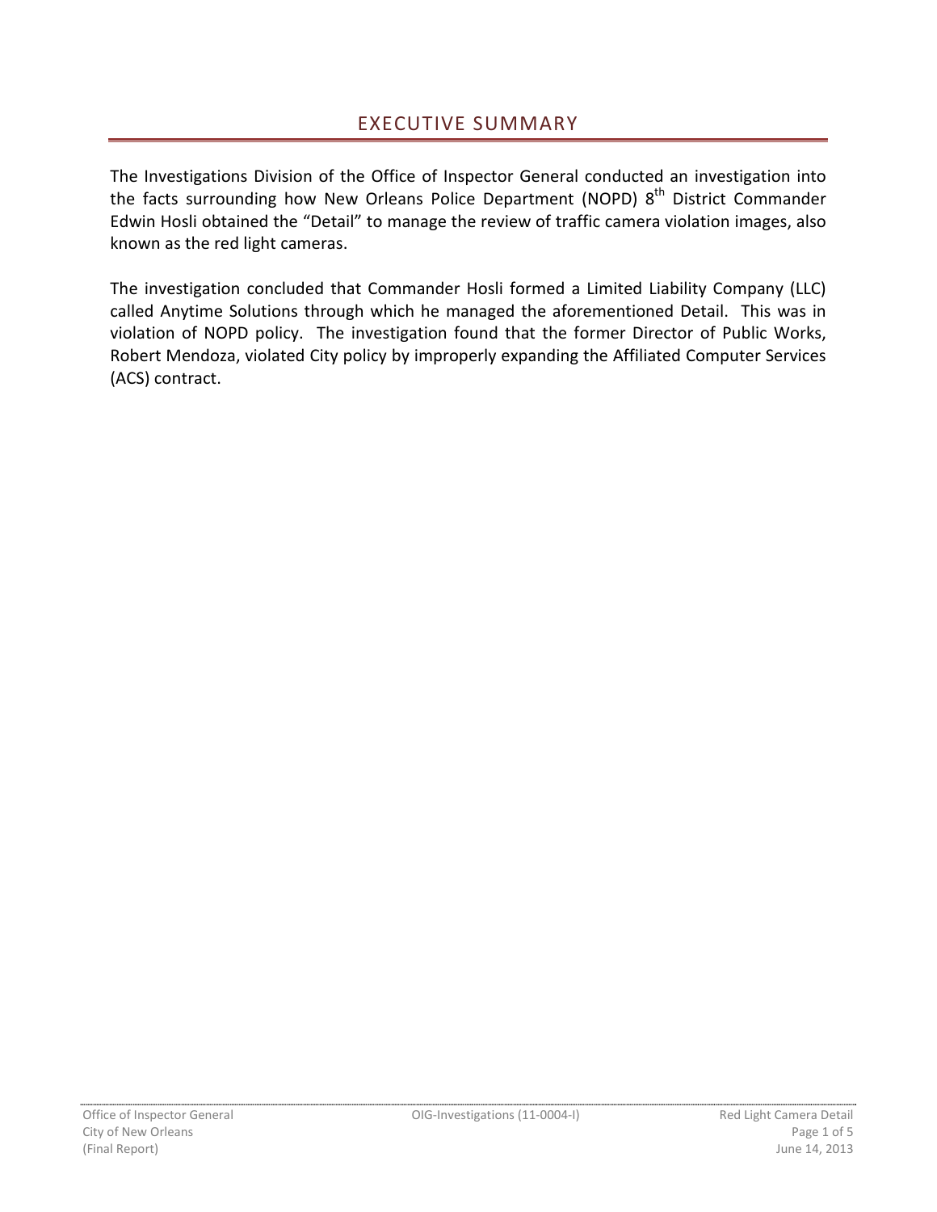# EXECUTIVE SUMMARY

The Investigations Division of the Office of Inspector General conducted an investigation into the facts surrounding how New Orleans Police Department (NOPD) 8th District Commander Edwin Hosli obtained the "Detail" to manage the review of traffic camera violation images, also known as the red light cameras.

The investigation concluded that Commander Hosli formed a Limited Liability Company (LLC) called Anytime Solutions through which he managed the aforementioned Detail. This was in violation of NOPD policy. The investigation found that the former Director of Public Works, Robert Mendoza, violated City policy by improperly expanding the Affiliated Computer Services (ACS) contract.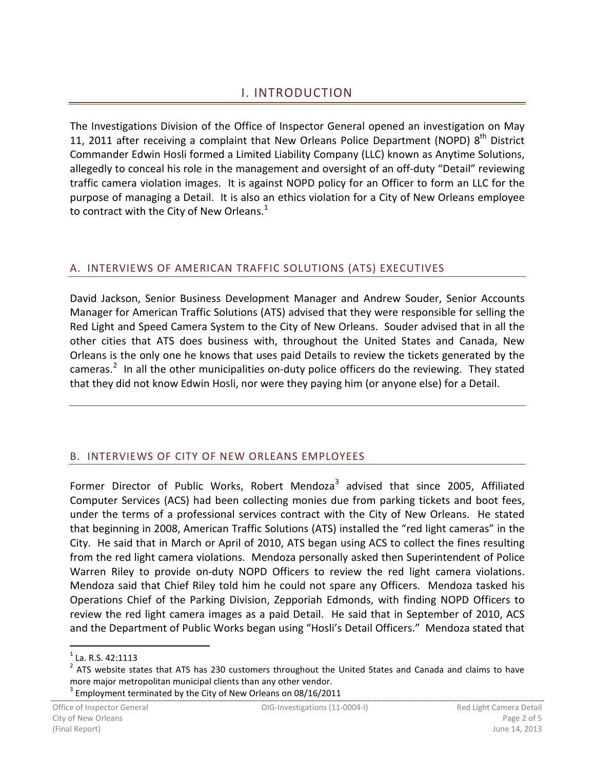# I. INTRODUCTION

The Investigations Division of the Office of Inspector General opened an investigation on May 11, 2011 after receiving a complaint that New Orleans Police Department (NOPD) 8th District Commander Edwin Hosli formed a Limited Liability Company (LLC) known as Anytime Solutions, allegedly to conceal his role in the management and oversight of an off-duty "Detail" reviewing traffic camera violation images. It is against NOPD policy for an Officer to form an LLC for the purpose of managing a Detail. It is also an ethics violation for a City of New Orleans employee to contract with the City of New Orleans.[1]

## A. INTERVIEWS OF AMERICAN TRAFFIC SOLUTIONS (ATS) EXECUTIVES

David Jackson, Senior Business Development Manager and Andrew Souder, Senior Accounts Manager for American Traffic Solutions (ATS) advised that they were responsible for selling the Red Light and Speed Camera System to the City of New Orleans. Souder advised that in all the other cities that ATS does business with, throughout the United States and Canada, New Orleans is the only one he knows that uses paid Details to review the tickets generated by the cameras.[2] In all the other municipalities on-duty police officers do the reviewing. They stated that they did not know Edwin Hosli, nor were they paying him (or anyone else) for a Detail.

## B. INTERVIEWS OF CITY OF NEW ORLEANS EMPLOYEES

Former Director of Public Works, Robert Mendoza[3] advised that since 2005, Affiliated Computer Services (ACS) had been collecting monies due from parking tickets and boot fees, under the terms of a professional services contract with the City of New Orleans. He stated that beginning in 2008, American Traffic Solutions (ATS) installed the "red light cameras" in the City. He said that in March or April of 2010, ATS began using ACS to collect the fines resulting from the red light camera violations. Mendoza personally asked then Superintendent of Police Warren Riley to provide on-duty NOPD Officers to review the red light camera violations. Mendoza said that Chief Riley told him he could not spare any Officers. Mendoza tasked his Operations Chief of the Parking Division, Zepporiah Edmonds, with finding NOPD Officers to review the red light camera images as a paid Detail. He said that in September of 2010, ACS and the Department of Public Works began using "Hosli's Detail Officers." Mendoza stated that

---

[1] La. R.S. 42:1113

[2] ATS website states that ATS has 230 customers throughout the United States and Canada and claims to have more major metropolitan municipal clients than any other vendor.

[3] Employment terminated by the City of New Orleans on 08/16/2011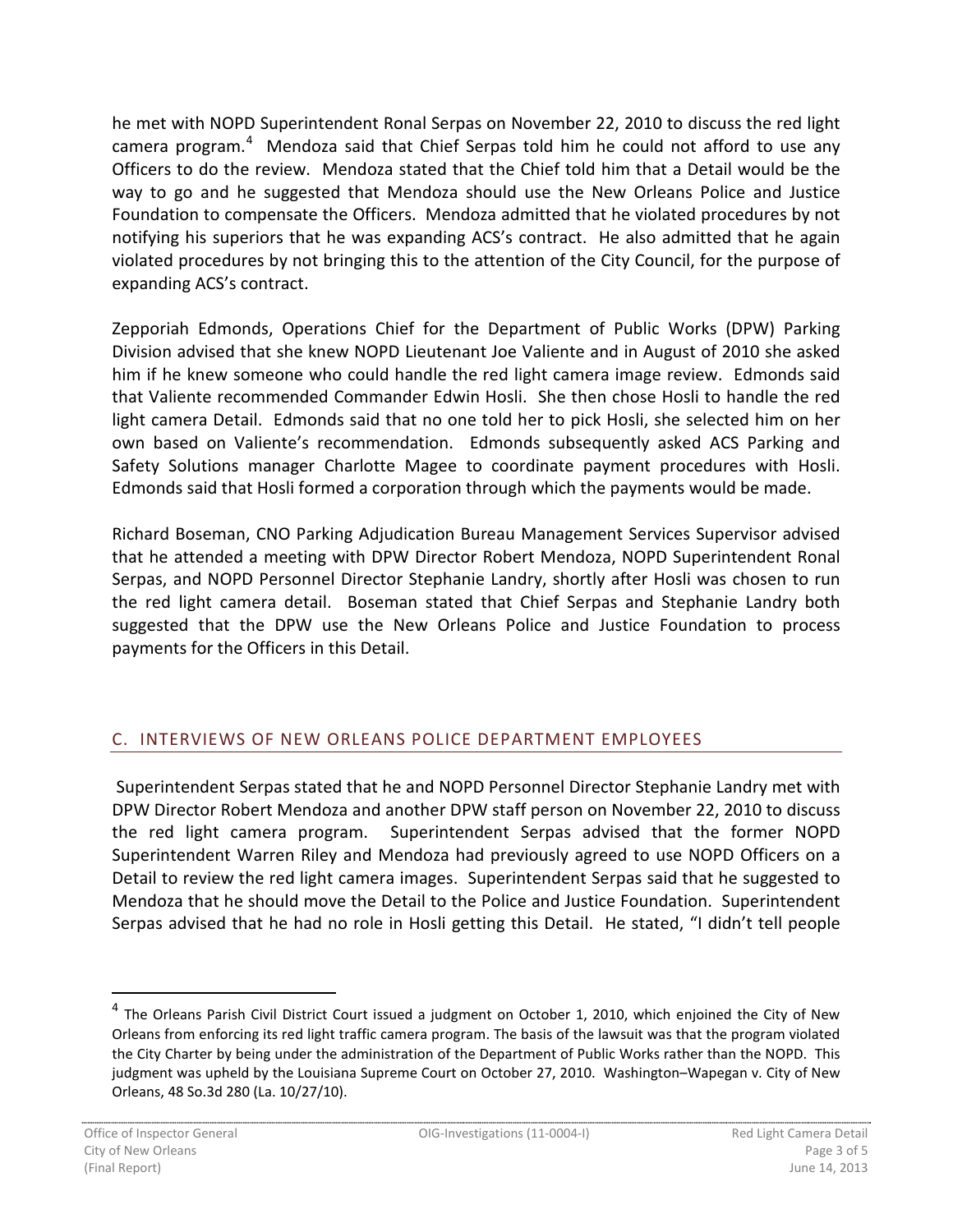he met with NOPD Superintendent Ronal Serpas on November 22, 2010 to discuss the red light camera program.[4] Mendoza said that Chief Serpas told him he could not afford to use any Officers to do the review. Mendoza stated that the Chief told him that a Detail would be the way to go and he suggested that Mendoza should use the New Orleans Police and Justice Foundation to compensate the Officers. Mendoza admitted that he violated procedures by not notifying his superiors that he was expanding ACS's contract. He also admitted that he again violated procedures by not bringing this to the attention of the City Council, for the purpose of expanding ACS's contract.

Zepporiah Edmonds, Operations Chief for the Department of Public Works (DPW) Parking Division advised that she knew NOPD Lieutenant Joe Valiente and in August of 2010 she asked him if he knew someone who could handle the red light camera image review. Edmonds said that Valiente recommended Commander Edwin Hosli. She then chose Hosli to handle the red light camera Detail. Edmonds said that no one told her to pick Hosli, she selected him on her own based on Valiente's recommendation. Edmonds subsequently asked ACS Parking and Safety Solutions manager Charlotte Magee to coordinate payment procedures with Hosli. Edmonds said that Hosli formed a corporation through which the payments would be made.

Richard Boseman, CNO Parking Adjudication Bureau Management Services Supervisor advised that he attended a meeting with DPW Director Robert Mendoza, NOPD Superintendent Ronal Serpas, and NOPD Personnel Director Stephanie Landry, shortly after Hosli was chosen to run the red light camera detail. Boseman stated that Chief Serpas and Stephanie Landry both suggested that the DPW use the New Orleans Police and Justice Foundation to process payments for the Officers in this Detail.

## C. INTERVIEWS OF NEW ORLEANS POLICE DEPARTMENT EMPLOYEES

Superintendent Serpas stated that he and NOPD Personnel Director Stephanie Landry met with DPW Director Robert Mendoza and another DPW staff person on November 22, 2010 to discuss the red light camera program. Superintendent Serpas advised that the former NOPD Superintendent Warren Riley and Mendoza had previously agreed to use NOPD Officers on a Detail to review the red light camera images. Superintendent Serpas said that he suggested to Mendoza that he should move the Detail to the Police and Justice Foundation. Superintendent Serpas advised that he had no role in Hosli getting this Detail. He stated, "I didn't tell people

---

[4] The Orleans Parish Civil District Court issued a judgment on October 1, 2010, which enjoined the City of New Orleans from enforcing its red light traffic camera program. The basis of the lawsuit was that the program violated the City Charter by being under the administration of the Department of Public Works rather than the NOPD. This judgment was upheld by the Louisiana Supreme Court on October 27, 2010. Washington–Wapegan v. City of New Orleans, 48 So.3d 280 (La. 10/27/10).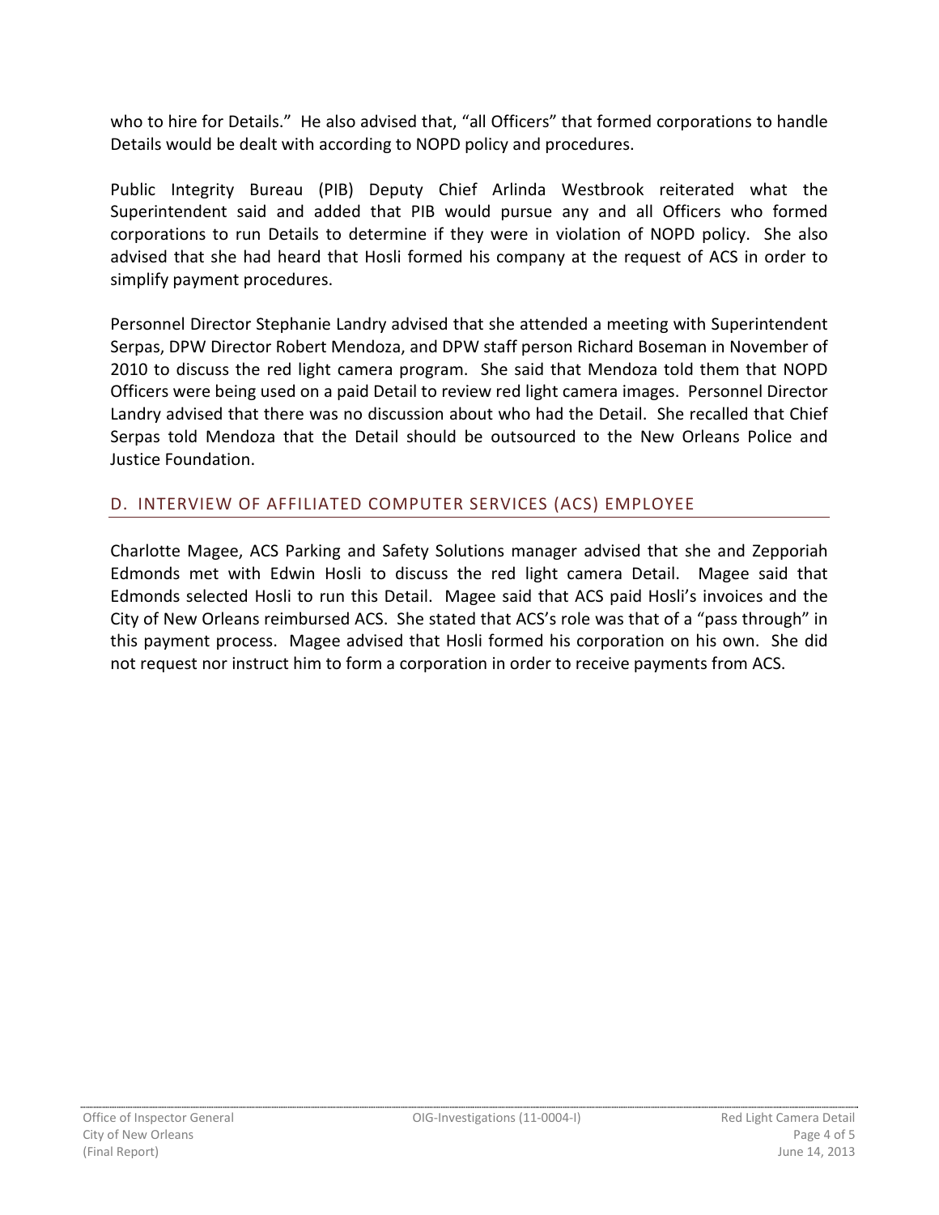who to hire for Details." He also advised that, "all Officers" that formed corporations to handle Details would be dealt with according to NOPD policy and procedures.

Public Integrity Bureau (PIB) Deputy Chief Arlinda Westbrook reiterated what the Superintendent said and added that PIB would pursue any and all Officers who formed corporations to run Details to determine if they were in violation of NOPD policy. She also advised that she had heard that Hosli formed his company at the request of ACS in order to simplify payment procedures.

Personnel Director Stephanie Landry advised that she attended a meeting with Superintendent Serpas, DPW Director Robert Mendoza, and DPW staff person Richard Boseman in November of 2010 to discuss the red light camera program. She said that Mendoza told them that NOPD Officers were being used on a paid Detail to review red light camera images. Personnel Director Landry advised that there was no discussion about who had the Detail. She recalled that Chief Serpas told Mendoza that the Detail should be outsourced to the New Orleans Police and Justice Foundation.

## D. INTERVIEW OF AFFILIATED COMPUTER SERVICES (ACS) EMPLOYEE

Charlotte Magee, ACS Parking and Safety Solutions manager advised that she and Zepporiah Edmonds met with Edwin Hosli to discuss the red light camera Detail. Magee said that Edmonds selected Hosli to run this Detail. Magee said that ACS paid Hosli's invoices and the City of New Orleans reimbursed ACS. She stated that ACS's role was that of a "pass through" in this payment process. Magee advised that Hosli formed his corporation on his own. She did not request nor instruct him to form a corporation in order to receive payments from ACS.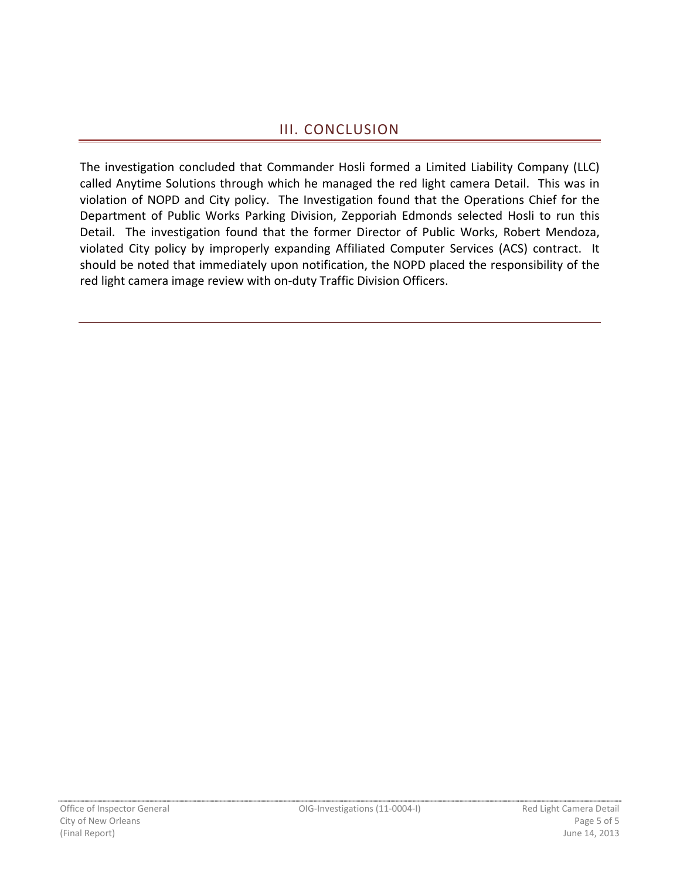## III. CONCLUSION

The investigation concluded that Commander Hosli formed a Limited Liability Company (LLC) called Anytime Solutions through which he managed the red light camera Detail. This was in violation of NOPD and City policy. The Investigation found that the Operations Chief for the Department of Public Works Parking Division, Zepporiah Edmonds selected Hosli to run this Detail. The investigation found that the former Director of Public Works, Robert Mendoza, violated City policy by improperly expanding Affiliated Computer Services (ACS) contract. It should be noted that immediately upon notification, the NOPD placed the responsibility of the red light camera image review with on-duty Traffic Division Officers.